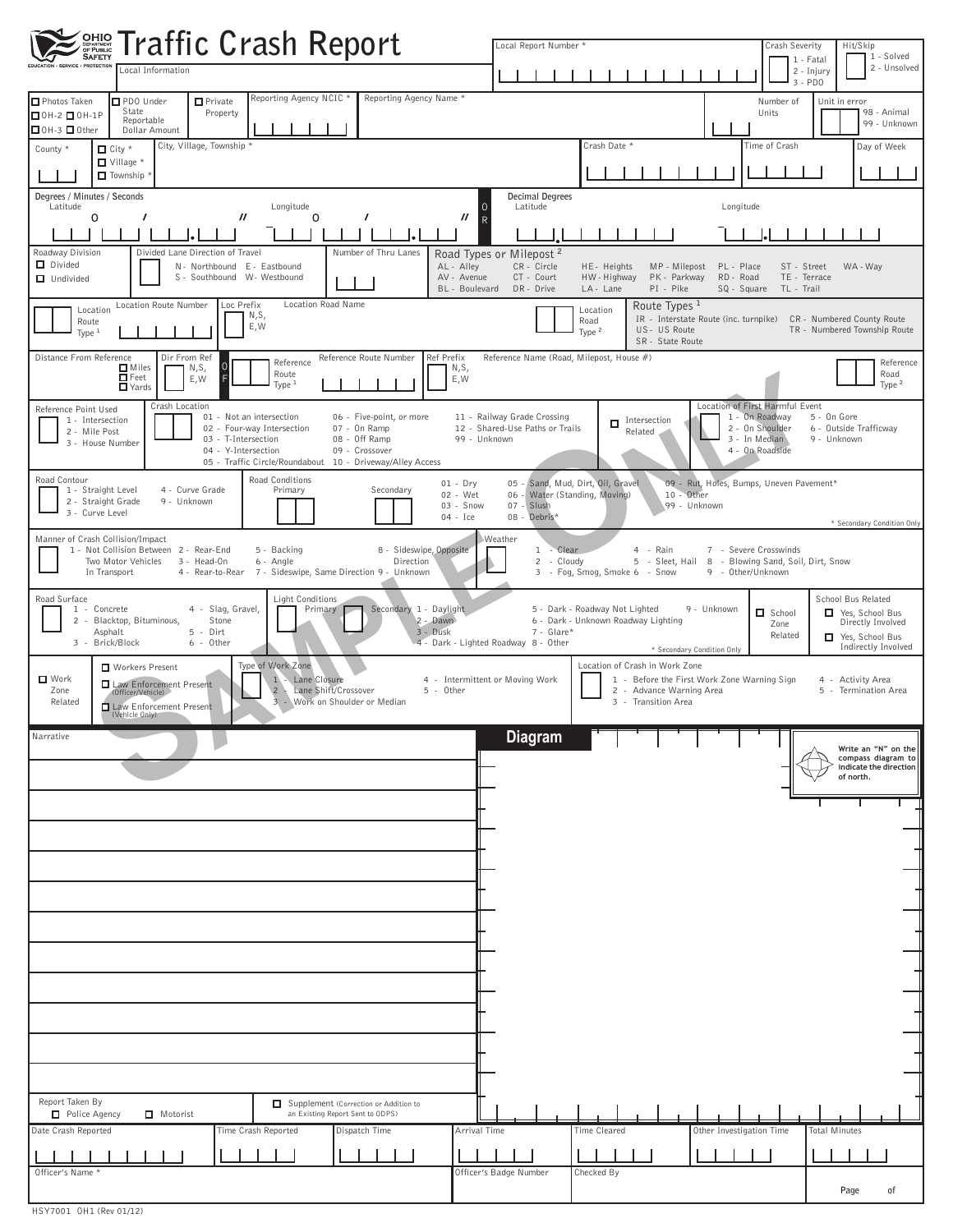# OHIO DEPARTMENT OF PUBLIC SAFETY — Traffic Crash Report

EDUCATION • SERVICE • PROTECTION

Local Information

Local Report Number *

Crash Severity: 1 - Fatal, 2 - Injury, 3 - PDO

Hit/Skip: 1 - Solved, 2 - Unsolved

☐ Photos Taken ☐ OH-2 ☐ OH-1P ☐ OH-3 ☐ Other

☐ PDO Under State Reportable Dollar Amount

☐ Private Property

Reporting Agency NCIC *

Reporting Agency Name *

Number of Units

Unit in error: 98 - Animal, 99 - Unknown

County *

☐ City * ☐ Village * ☐ Township *

City, Village, Township *

Crash Date *

Time of Crash

Day of Week

Degrees / Minutes / Seconds — Latitude ° ' . " — Longitude ° ' . "

OR

Decimal Degrees — Latitude . — Longitude .

Roadway Division: ☐ Divided ☐ Undivided

Divided Lane Direction of Travel: N - Northbound, E - Eastbound, S - Southbound, W - Westbound

Number of Thru Lanes

Road Types or Milepost [2]

| | | | | | | |
|---|---|---|---|---|---|---|
| AL - Alley | CR - Circle | HE - Heights | MP - Milepost | PL - Place | ST - Street | WA - Way |
| AV - Avenue | CT - Court | HW - Highway | PK - Parkway | RD - Road | TE - Terrace | |
| BL - Boulevard | DR - Drive | LA - Lane | PI - Pike | SQ - Square | TL - Trail | |

Location Route Type [1]

Location Route Number

Loc Prefix: N,S, E,W

Location Road Name

Location Road Type [2]

Route Types [1]

- IR - Interstate Route (inc. turnpike)
- US - US Route
- SR - State Route
- CR - Numbered County Route
- TR - Numbered Township Route

Distance From Reference: ☐ Miles ☐ Feet ☐ Yards

Dir From Ref: N,S, E,W

OF

Reference Route Type [1]

Reference Route Number

Ref Prefix: N,S, E,W

Reference Name (Road, Milepost, House #)

Reference Road Type [2]

Reference Point Used: 1 - Intersection, 2 - Mile Post, 3 - House Number

Crash Location:

- 01 - Not an intersection
- 02 - Four-way Intersection
- 03 - T-Intersection
- 04 - Y-Intersection
- 05 - Traffic Circle/Roundabout
- 06 - Five-point, or more
- 07 - On Ramp
- 08 - Off Ramp
- 09 - Crossover
- 10 - Driveway/Alley Access
- 11 - Railway Grade Crossing
- 12 - Shared-Use Paths or Trails
- 99 - Unknown

☐ Intersection Related

Location of First Harmful Event: 1 - On Roadway, 2 - On Shoulder, 3 - In Median, 4 - On Roadside, 5 - On Gore, 6 - Outside Trafficway, 9 - Unknown

Road Contour: 1 - Straight Level, 2 - Straight Grade, 3 - Curve Level, 4 - Curve Grade, 9 - Unknown

Road Conditions: Primary, Secondary

- 01 - Dry
- 02 - Wet
- 03 - Snow
- 04 - Ice
- 05 - Sand, Mud, Dirt, Oil, Gravel
- 06 - Water (Standing, Moving)
- 07 - Slush
- 08 - Debris*
- 09 - Rut, Holes, Bumps, Uneven Pavement*
- 10 - Other
- 99 - Unknown

\* Secondary Condition Only

Manner of Crash Collision/Impact: 1 - Not Collision Between Two Motor Vehicles In Transport, 2 - Rear-End, 3 - Head-On, 4 - Rear-to-Rear, 5 - Backing, 6 - Angle, 7 - Sideswipe, Same Direction, 8 - Sideswipe, Opposite Direction, 9 - Unknown

Weather: 1 - Clear, 2 - Cloudy, 3 - Fog, Smog, Smoke, 4 - Rain, 5 - Sleet, Hail, 6 - Snow, 7 - Severe Crosswinds, 8 - Blowing Sand, Soil, Dirt, Snow, 9 - Other/Unknown

Road Surface: 1 - Concrete, 2 - Blacktop, Bituminous, Asphalt, 3 - Brick/Block, 4 - Slag, Gravel, Stone, 5 - Dirt, 6 - Other

Light Conditions: Primary, Secondary — 1 - Daylight, 2 - Dawn, 3 - Dusk, 4 - Dark - Lighted Roadway, 5 - Dark - Roadway Not Lighted, 6 - Dark - Unknown Roadway Lighting, 7 - Glare*, 8 - Other, 9 - Unknown

\* Secondary Condition Only

☐ School Zone Related

School Bus Related: ☐ Yes, School Bus Directly Involved ☐ Yes, School Bus Indirectly Involved

☐ Work Zone Related

☐ Workers Present ☐ Law Enforcement Present (Officer/Vehicle) ☐ Law Enforcement Present (Vehicle Only)

Type of Work Zone: 1 - Lane Closure, 2 - Lane Shift/Crossover, 3 - Work on Shoulder or Median, 4 - Intermittent or Moving Work, 5 - Other

Location of Crash in Work Zone: 1 - Before the First Work Zone Warning Sign, 2 - Advance Warning Area, 3 - Transition Area, 4 - Activity Area, 5 - Termination Area

Narrative

## Diagram

Write an "N" on the compass diagram to indicate the direction of north.

Report Taken By: ☐ Police Agency ☐ Motorist

☐ Supplement (Correction or Addition to an Existing Report Sent to ODPS)

| Date Crash Reported | Time Crash Reported | Dispatch Time | Arrival Time | Time Cleared | Other Investigation Time | Total Minutes |
|---|---|---|---|---|---|---|
| | | | | | | |

| Officer's Name * | Officer's Badge Number | Checked By |
|---|---|---|
| | | |

Page of

SAMPLE ONLY

HSY7001 OH1 (Rev 01/12)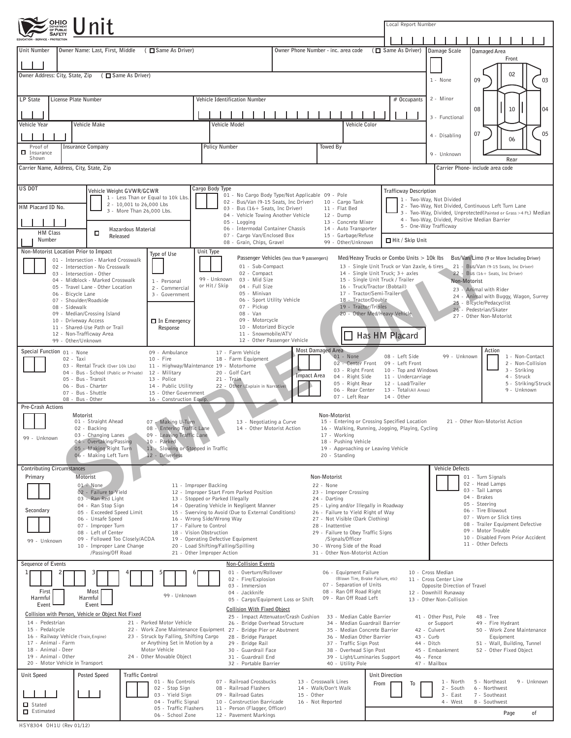# OHIO DEPARTMENT OF PUBLIC SAFETY — Unit

EDUCATION · SERVICE · PROTECTION

Local Report Number

Unit Number | Owner Name: Last, First, Middle ( ☐ Same As Driver) | Owner Phone Number - inc. area code ( ☐ Same As Driver) | Damage Scale | Damaged Area

Owner Address: City, State, Zip ( ☐ Same As Driver)

Damage Scale:
1 - None
2 - Minor
3 - Functional
4 - Disabling
9 - Unknown

Damaged Area: Front, 01, 02, 03, 04, 05, 06, 07, 08, 09, 10, Rear

LP State | License Plate Number | Vehicle Identification Number | # Occupants

Vehicle Year | Vehicle Make | Vehicle Model | Vehicle Color

☐ Proof of Insurance Shown | Insurance Company | Policy Number | Towed By

Carrier Name, Address, City, State, Zip | Carrier Phone- include area code

US DOT

Vehicle Weight GVWR/GCWR
1 - Less Than or Equal to 10k Lbs.
2 - 10,001 to 26,000 Lbs
3 - More Than 26,000 Lbs.

HM Placard ID No.

HM Class Number

☐ Hazardous Material Released

Cargo Body Type
01 - No Cargo Body Type/Not Applicable
02 - Bus/Van (9-15 Seats, Inc Driver)
03 - Bus (16+ Seats, Inc Driver)
04 - Vehicle Towing Another Vehicle
05 - Logging
06 - Intermodal Container Chassis
07 - Cargo Van/Enclosed Box
08 - Grain, Chips, Gravel
09 - Pole
10 - Cargo Tank
11 - Flat Bed
12 - Dump
13 - Concrete Mixer
14 - Auto Transporter
15 - Garbage/Refuse
99 - Other/Unknown

Trafficway Description
1 - Two-Way, Not Divided
2 - Two-Way, Not Divided, Continuous Left Turn Lane
3 - Two-Way, Divided, Unprotected(Painted or Grass >4 Ft.) Median
4 - Two-Way, Divided, Positive Median Barrier
5 - One-Way Trafficway

☐ Hit / Skip Unit

Non-Motorist Location Prior to Impact
01 - Intersection - Marked Crosswalk
02 - Intersection - No Crosswalk
03 - Intersection - Other
04 - Midblock - Marked Crosswalk
05 - Travel Lane - Other Location
06 - Bicycle Lane
07 - Shoulder/Roadside
08 - Sidewalk
09 - Median/Crossing Island
10 - Driveway Access
11 - Shared-Use Path or Trail
12 - Non-Trafficway Area
99 - Other/Unknown

Type of Use
1 - Personal
2 - Commercial
3 - Government

☐ In Emergency Response

Unit Type
99 - Unknown or Hit / Skip

Passenger Vehicles (less than 9 passengers)
01 - Sub-Compact
02 - Compact
03 - Mid Size
04 - Full Size
05 - Minivan
06 - Sport Utility Vehicle
07 - Pickup
08 - Van
09 - Motorcycle
10 - Motorized Bicycle
11 - Snowmobile/ATV
12 - Other Passenger Vehicle

Med/Heavy Trucks or Combo Units > 10k lbs
13 - Single Unit Truck or Van 2axle, 6 tires
14 - Single Unit Truck; 3+ axles
15 - Single Unit Truck / Trailer
16 - Truck/Tractor (Bobtail)
17 - Tractor/Semi-Trailer
18 - Tractor/Double
19 - Tractor/Triples
20 - Other Med/Heavy Vehicle

☐ Has HM Placard

Bus/Van/Limo (9 or More Including Driver)
21 - Bus/Van (9-15 Seats, Inc Driver)
22 - Bus (16+ Seats, Inc Driver)

Non-Motorist
23 - Animal with Rider
24 - Animal with Buggy, Wagon, Surrey
25 - Bicycle/Pedacyclist
26 - Pedestrian/Skater
27 - Other Non-Motorist

Special Function
01 - None
02 - Taxi
03 - Rental Truck (Over 10k Lbs)
04 - Bus - School (Public or Private)
05 - Bus - Transit
06 - Bus - Charter
07 - Bus - Shuttle
08 - Bus - Other
09 - Ambulance
10 - Fire
11 - Highway/Maintenance
12 - Military
13 - Police
14 - Public Utility
15 - Other Government
16 - Construction Equip.
17 - Farm Vehicle
18 - Farm Equipment
19 - Motorhome
20 - Golf Cart
21 - Train
22 - Other (Explain in Narrative)

Most Damaged Area / Impact Area
01 - None
02 - Center Front
03 - Right Front
04 - Right Side
05 - Right Rear
06 - Rear Center
07 - Left Rear
08 - Left Side
09 - Left Front
10 - Top and Windows
11 - Undercarriage
12 - Load/Trailer
13 - Total(All Areas)
14 - Other
99 - Unknown

Action
1 - Non-Contact
2 - Non-Collision
3 - Striking
4 - Struck
5 - Striking/Struck
9 - Unknown

Pre-Crash Actions
99 - Unknown

Motorist
01 - Straight Ahead
02 - Backing
03 - Changing Lanes
04 - Overtaking/Passing
05 - Making Right Turn
06 - Making Left Turn
07 - Making U-Turn
08 - Entering Traffic Lane
09 - Leaving Traffic Lane
10 - Parked
11 - Slowing or Stopped in Traffic
12 - Driverless
13 - Negotiating a Curve
14 - Other Motorist Action

Non-Motorist
15 - Entering or Crossing Specified Location
16 - Walking, Running, Jogging, Playing, Cycling
17 - Working
18 - Pushing Vehicle
19 - Approaching or Leaving Vehicle
20 - Standing
21 - Other Non-Motorist Action

Contributing Circumstances
Primary / Secondary
99 - Unknown

Motorist
01 - None
02 - Failure to Yield
03 - Ran Red Light
04 - Ran Stop Sign
05 - Exceeded Speed Limit
06 - Unsafe Speed
07 - Improper Turn
08 - Left of Center
09 - Followed Too Closely/ACDA
10 - Improper Lane Change /Passing/Off Road
11 - Improper Backing
12 - Improper Start From Parked Position
13 - Stopped or Parked Illegally
14 - Operating Vehicle in Negligent Manner
15 - Swerving to Avoid (Due to External Conditions)
16 - Wrong Side/Wrong Way
17 - Failure to Control
18 - Vision Obstruction
19 - Operating Defective Equipment
20 - Load Shifting/Falling/Spilling
21 - Other Improper Action

Non-Motorist
22 - None
23 - Improper Crossing
24 - Darting
25 - Lying and/or Illegally in Roadway
26 - Failure to Yield Right of Way
27 - Not Visible (Dark Clothing)
28 - Inattentive
29 - Failure to Obey Traffic Signs /Signals/Officer
30 - Wrong Side of the Road
31 - Other Non-Motorist Action

Vehicle Defects
01 - Turn Signals
02 - Head Lamps
03 - Tail Lamps
04 - Brakes
05 - Steering
06 - Tire Blowout
07 - Worn or Slick tires
08 - Trailer Equipment Defective
09 - Motor Trouble
10 - Disabled From Prior Accident
11 - Other Defects

Sequence of Events
1 | 2 | 3 | 4 | 5 | 6
First Harmful Event | Most Harmful Event
99 - Unknown

Non-Collision Events
01 - Overturn/Rollover
02 - Fire/Explosion
03 - Immersion
04 - Jackknife
05 - Cargo/Equipment Loss or Shift
06 - Equipment Failure (Blown Tire, Brake Failure, etc)
07 - Separation of Units
08 - Ran Off Road Right
09 - Ran Off Road Left
10 - Cross Median
11 - Cross Center Line Opposite Direction of Travel
12 - Downhill Runaway
13 - Other Non-Collision

Collision with Person, Vehicle or Object Not Fixed
14 - Pedestrian
15 - Pedalcycle
16 - Railway Vehicle (Train, Engine)
17 - Animal - Farm
18 - Animal - Deer
19 - Animal - Other
20 - Motor Vehicle in Transport
21 - Parked Motor Vehicle
22 - Work Zone Maintenance Equipment
23 - Struck by Falling, Shifting Cargo or Anything Set in Motion by a Motor Vehicle
24 - Other Movable Object

Collision With Fixed Object
25 - Impact Attenuator/Crash Cushion
26 - Bridge Overhead Structure
27 - Bridge Pier or Abutment
28 - Bridge Parapet
29 - Bridge Rail
30 - Guardrail Face
31 - Guardrail End
32 - Portable Barrier
33 - Median Cable Barrier
34 - Median Guardrail Barrier
35 - Median Concrete Barrier
36 - Median Other Barrier
37 - Traffic Sign Post
38 - Overhead Sign Post
39 - Light/Luminaries Support
40 - Utility Pole
41 - Other Post, Pole or Support
42 - Culvert
43 - Curb
44 - Ditch
45 - Embankment
46 - Fence
47 - Mailbox
48 - Tree
49 - Fire Hydrant
50 - Work Zone Maintenance Equipment
51 - Wall, Building, Tunnel
52 - Other Fixed Object

Unit Speed
☐ Stated
☐ Estimated

Posted Speed

Traffic Control
01 - No Controls
02 - Stop Sign
03 - Yield Sign
04 - Traffic Signal
05 - Traffic Flashers
06 - School Zone
07 - Railroad Crossbucks
08 - Railroad Flashers
09 - Railroad Gates
10 - Construction Barricade
11 - Person (Flagger, Officer)
12 - Pavement Markings
13 - Crosswalk Lines
14 - Walk/Don't Walk
15 - Other
16 - Not Reported

Unit Direction
From | To
1 - North
2 - South
3 - East
4 - West
5 - Northeast
6 - Northwest
7 - Southeast
8 - Southwest
9 - Unknown

Page of

HSY8304 OH1U (Rev 01/12)

SAMPLE ONLY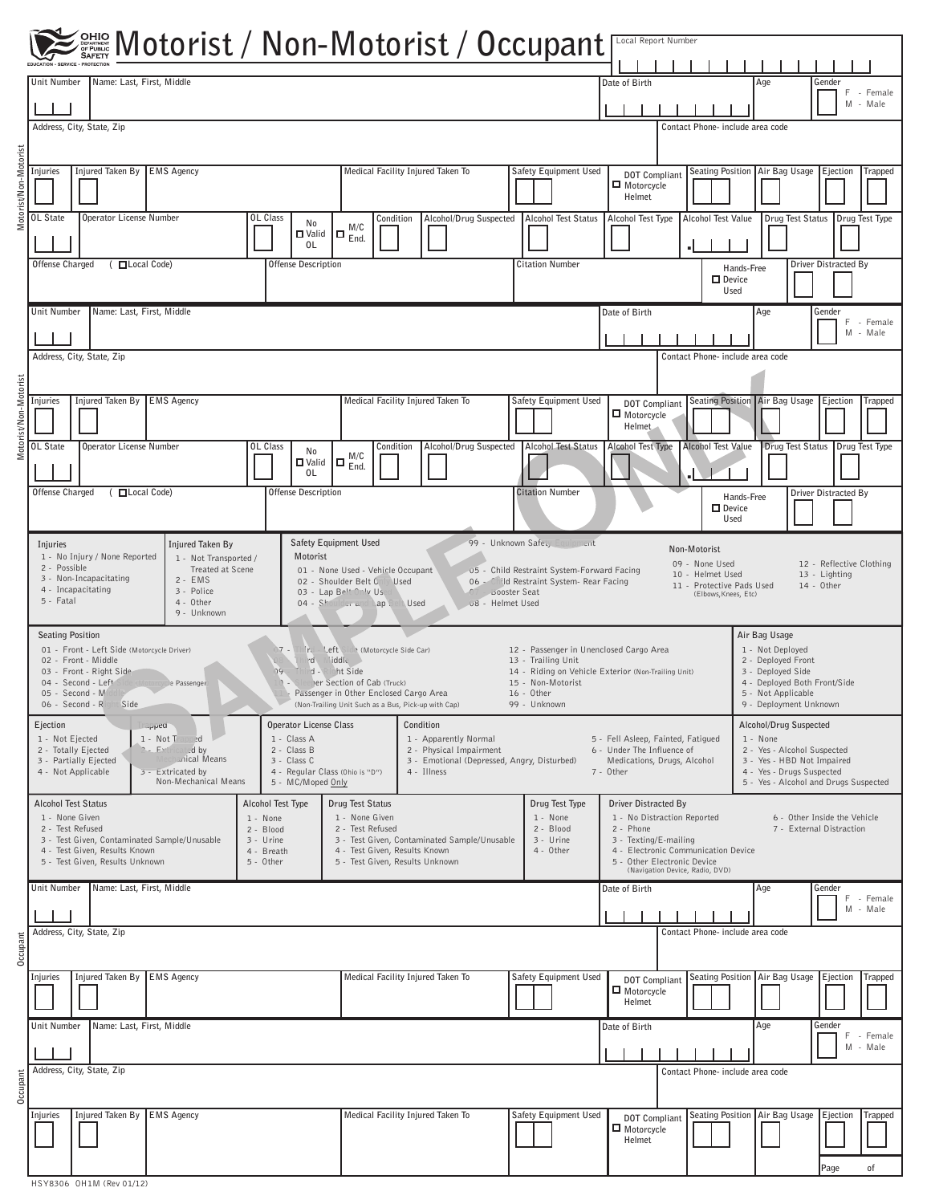# Motorist / Non-Motorist / Occupant

OHIO DEPARTMENT OF PUBLIC SAFETY — EDUCATION · SERVICE · PROTECTION

Local Report Number

## Motorist/Non-Motorist

| Unit Number | Name: Last, First, Middle | Date of Birth | Age | Gender (F - Female, M - Male) |
|---|---|---|---|---|
| | | | | |

| Address, City, State, Zip | Contact Phone- include area code |
|---|---|
| | |

| Injuries | Injured Taken By | EMS Agency | Medical Facility Injured Taken To | Safety Equipment Used | DOT Compliant ☐ Motorcycle Helmet | Seating Position | Air Bag Usage | Ejection | Trapped |
|---|---|---|---|---|---|---|---|---|---|
| | | | | | | | | | |

| OL State | Operator License Number | OL Class | ☐ No Valid OL | ☐ M/C End. | Condition | Alcohol/Drug Suspected | Alcohol Test Status | Alcohol Test Type | Alcohol Test Value | Drug Test Status | Drug Test Type |
|---|---|---|---|---|---|---|---|---|---|---|---|
| | | | | | | | | | . | | |

| Offense Charged ( ☐ Local Code) | Offense Description | Citation Number | ☐ Hands-Free Device Used | Driver Distracted By |
|---|---|---|---|---|
| | | | | |

## Motorist/Non-Motorist

| Unit Number | Name: Last, First, Middle | Date of Birth | Age | Gender (F - Female, M - Male) |
|---|---|---|---|---|
| | | | | |

| Address, City, State, Zip | Contact Phone- include area code |
|---|---|
| | |

| Injuries | Injured Taken By | EMS Agency | Medical Facility Injured Taken To | Safety Equipment Used | DOT Compliant ☐ Motorcycle Helmet | Seating Position | Air Bag Usage | Ejection | Trapped |
|---|---|---|---|---|---|---|---|---|---|
| | | | | | | | | | |

| OL State | Operator License Number | OL Class | ☐ No Valid OL | ☐ M/C End. | Condition | Alcohol/Drug Suspected | Alcohol Test Status | Alcohol Test Type | Alcohol Test Value | Drug Test Status | Drug Test Type |
|---|---|---|---|---|---|---|---|---|---|---|---|
| | | | | | | | | | . | | |

| Offense Charged ( ☐ Local Code) | Offense Description | Citation Number | ☐ Hands-Free Device Used | Driver Distracted By |
|---|---|---|---|---|
| | | | | |

SAMPLE ONLY

## Codes

**Injuries**
- 1 - No Injury / None Reported
- 2 - Possible
- 3 - Non-Incapacitating
- 4 - Incapacitating
- 5 - Fatal

**Injured Taken By**
- 1 - Not Transported / Treated at Scene
- 2 - EMS
- 3 - Police
- 4 - Other
- 9 - Unknown

**Safety Equipment Used**

99 - Unknown Safety Equipment

*Motorist*
- 01 - None Used - Vehicle Occupant
- 02 - Shoulder Belt Only Used
- 03 - Lap Belt Only Used
- 04 - Shoulder and Lap Belt Used
- 05 - Child Restraint System-Forward Facing
- 06 - Child Restraint System- Rear Facing
- 07 - Booster Seat
- 08 - Helmet Used

*Non-Motorist*
- 09 - None Used
- 10 - Helmet Used
- 11 - Protective Pads Used (Elbows,Knees, Etc)
- 12 - Reflective Clothing
- 13 - Lighting
- 14 - Other

**Seating Position**
- 01 - Front - Left Side (Motorcycle Driver)
- 02 - Front - Middle
- 03 - Front - Right Side
- 04 - Second - Left Side (Motorcycle Passenger)
- 05 - Second - Middle
- 06 - Second - Right Side
- 07 - Third - Left Side (Motorcycle Side Car)
- 08 - Third - Middle
- 09 - Third - Right Side
- 10 - Sleeper Section of Cab (Truck)
- 11 - Passenger in Other Enclosed Cargo Area (Non-Trailing Unit Such as a Bus, Pick-up with Cap)
- 12 - Passenger in Unenclosed Cargo Area
- 13 - Trailing Unit
- 14 - Riding on Vehicle Exterior (Non-Trailing Unit)
- 15 - Non-Motorist
- 16 - Other
- 99 - Unknown

**Air Bag Usage**
- 1 - Not Deployed
- 2 - Deployed Front
- 3 - Deployed Side
- 4 - Deployed Both Front/Side
- 5 - Not Applicable
- 9 - Deployment Unknown

**Ejection**
- 1 - Not Ejected
- 2 - Totally Ejected
- 3 - Partially Ejected
- 4 - Not Applicable

**Trapped**
- 1 - Not Trapped
- 2 - Extricated by Mechanical Means
- 3 - Extricated by Non-Mechanical Means

**Operator License Class**
- 1 - Class A
- 2 - Class B
- 3 - Class C
- 4 - Regular Class (Ohio is "D")
- 5 - MC/Moped Only

**Condition**
- 1 - Apparently Normal
- 2 - Physical Impairment
- 3 - Emotional (Depressed, Angry, Disturbed)
- 4 - Illness
- 5 - Fell Asleep, Fainted, Fatigued
- 6 - Under The Influence of Medications, Drugs, Alcohol
- 7 - Other

**Alcohol/Drug Suspected**
- 1 - None
- 2 - Yes - Alcohol Suspected
- 3 - Yes - HBD Not Impaired
- 4 - Yes - Drugs Suspected
- 5 - Yes - Alcohol and Drugs Suspected

**Alcohol Test Status**
- 1 - None Given
- 2 - Test Refused
- 3 - Test Given, Contaminated Sample/Unusable
- 4 - Test Given, Results Known
- 5 - Test Given, Results Unknown

**Alcohol Test Type**
- 1 - None
- 2 - Blood
- 3 - Urine
- 4 - Breath
- 5 - Other

**Drug Test Status**
- 1 - None Given
- 2 - Test Refused
- 3 - Test Given, Contaminated Sample/Unusable
- 4 - Test Given, Results Known
- 5 - Test Given, Results Unknown

**Drug Test Type**
- 1 - None
- 2 - Blood
- 3 - Urine
- 4 - Other

**Driver Distracted By**
- 1 - No Distraction Reported
- 2 - Phone
- 3 - Texting/E-mailing
- 4 - Electronic Communication Device
- 5 - Other Electronic Device (Navigation Device, Radio, DVD)
- 6 - Other Inside the Vehicle
- 7 - External Distraction

## Occupant

| Unit Number | Name: Last, First, Middle | Date of Birth | Age | Gender (F - Female, M - Male) |
|---|---|---|---|---|
| | | | | |

| Address, City, State, Zip | Contact Phone- include area code |
|---|---|
| | |

| Injuries | Injured Taken By | EMS Agency | Medical Facility Injured Taken To | Safety Equipment Used | DOT Compliant ☐ Motorcycle Helmet | Seating Position | Air Bag Usage | Ejection | Trapped |
|---|---|---|---|---|---|---|---|---|---|
| | | | | | | | | | |

## Occupant

| Unit Number | Name: Last, First, Middle | Date of Birth | Age | Gender (F - Female, M - Male) |
|---|---|---|---|---|
| | | | | |

| Address, City, State, Zip | Contact Phone- include area code |
|---|---|
| | |

| Injuries | Injured Taken By | EMS Agency | Medical Facility Injured Taken To | Safety Equipment Used | DOT Compliant ☐ Motorcycle Helmet | Seating Position | Air Bag Usage | Ejection | Trapped |
|---|---|---|---|---|---|---|---|---|---|
| | | | | | | | | | |

Page ____ of ____

HSY8306 OH1M (Rev 01/12)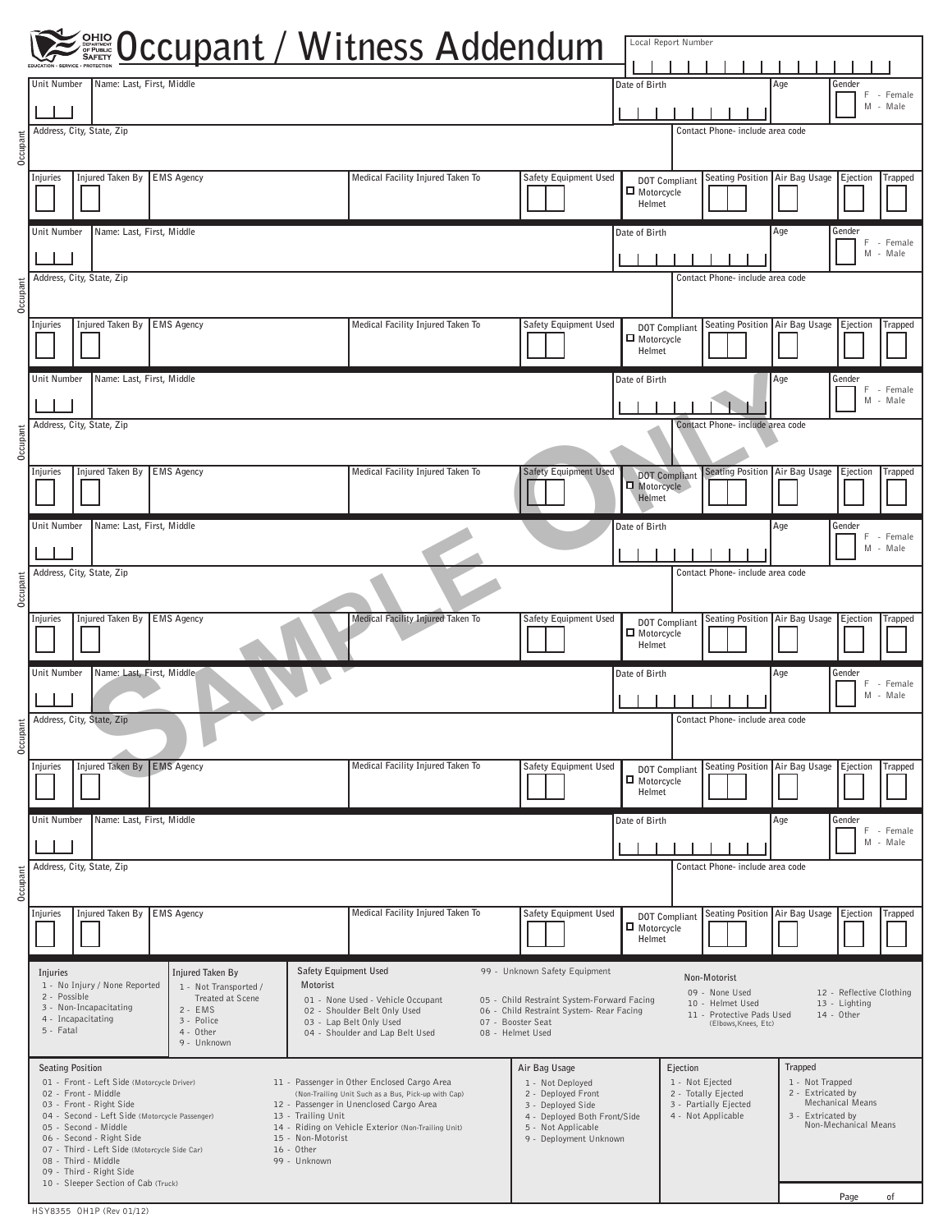# Occupant / Witness Addendum

OHIO DEPARTMENT OF PUBLIC SAFETY — EDUCATION • SERVICE • PROTECTION

Local Report Number

SAMPLE ONLY

## Occupant

| Unit Number | Name: Last, First, Middle | Date of Birth | Age | Gender (F - Female, M - Male) |
|---|---|---|---|---|
| | | | | |

| Address, City, State, Zip | Contact Phone- include area code |
|---|---|
| | |

| Injuries | Injured Taken By | EMS Agency | Medical Facility Injured Taken To | Safety Equipment Used | DOT Compliant Motorcycle Helmet | Seating Position | Air Bag Usage | Ejection | Trapped |
|---|---|---|---|---|---|---|---|---|---|
| | | | | | ☐ | | | | |

## Occupant

| Unit Number | Name: Last, First, Middle | Date of Birth | Age | Gender (F - Female, M - Male) |
|---|---|---|---|---|
| | | | | |

| Address, City, State, Zip | Contact Phone- include area code |
|---|---|
| | |

| Injuries | Injured Taken By | EMS Agency | Medical Facility Injured Taken To | Safety Equipment Used | DOT Compliant Motorcycle Helmet | Seating Position | Air Bag Usage | Ejection | Trapped |
|---|---|---|---|---|---|---|---|---|---|
| | | | | | ☐ | | | | |

## Occupant

| Unit Number | Name: Last, First, Middle | Date of Birth | Age | Gender (F - Female, M - Male) |
|---|---|---|---|---|
| | | | | |

| Address, City, State, Zip | Contact Phone- include area code |
|---|---|
| | |

| Injuries | Injured Taken By | EMS Agency | Medical Facility Injured Taken To | Safety Equipment Used | DOT Compliant Motorcycle Helmet | Seating Position | Air Bag Usage | Ejection | Trapped |
|---|---|---|---|---|---|---|---|---|---|
| | | | | | ☐ | | | | |

## Occupant

| Unit Number | Name: Last, First, Middle | Date of Birth | Age | Gender (F - Female, M - Male) |
|---|---|---|---|---|
| | | | | |

| Address, City, State, Zip | Contact Phone- include area code |
|---|---|
| | |

| Injuries | Injured Taken By | EMS Agency | Medical Facility Injured Taken To | Safety Equipment Used | DOT Compliant Motorcycle Helmet | Seating Position | Air Bag Usage | Ejection | Trapped |
|---|---|---|---|---|---|---|---|---|---|
| | | | | | ☐ | | | | |

## Occupant

| Unit Number | Name: Last, First, Middle | Date of Birth | Age | Gender (F - Female, M - Male) |
|---|---|---|---|---|
| | | | | |

| Address, City, State, Zip | Contact Phone- include area code |
|---|---|
| | |

| Injuries | Injured Taken By | EMS Agency | Medical Facility Injured Taken To | Safety Equipment Used | DOT Compliant Motorcycle Helmet | Seating Position | Air Bag Usage | Ejection | Trapped |
|---|---|---|---|---|---|---|---|---|---|
| | | | | | ☐ | | | | |

## Occupant

| Unit Number | Name: Last, First, Middle | Date of Birth | Age | Gender (F - Female, M - Male) |
|---|---|---|---|---|
| | | | | |

| Address, City, State, Zip | Contact Phone- include area code |
|---|---|
| | |

| Injuries | Injured Taken By | EMS Agency | Medical Facility Injured Taken To | Safety Equipment Used | DOT Compliant Motorcycle Helmet | Seating Position | Air Bag Usage | Ejection | Trapped |
|---|---|---|---|---|---|---|---|---|---|
| | | | | | ☐ | | | | |

---

**Injuries**
- 1 - No Injury / None Reported
- 2 - Possible
- 3 - Non-Incapacitating
- 4 - Incapacitating
- 5 - Fatal

**Injured Taken By**
- 1 - Not Transported / Treated at Scene
- 2 - EMS
- 3 - Police
- 4 - Other
- 9 - Unknown

**Safety Equipment Used**

Motorist
- 01 - None Used - Vehicle Occupant
- 02 - Shoulder Belt Only Used
- 03 - Lap Belt Only Used
- 04 - Shoulder and Lap Belt Used
- 05 - Child Restraint System-Forward Facing
- 06 - Child Restraint System- Rear Facing
- 07 - Booster Seat
- 08 - Helmet Used
- 99 - Unknown Safety Equipment

Non-Motorist
- 09 - None Used
- 10 - Helmet Used
- 11 - Protective Pads Used (Elbows,Knees, Etc)
- 12 - Reflective Clothing
- 13 - Lighting
- 14 - Other

**Seating Position**
- 01 - Front - Left Side (Motorcycle Driver)
- 02 - Front - Middle
- 03 - Front - Right Side
- 04 - Second - Left Side (Motorcycle Passenger)
- 05 - Second - Middle
- 06 - Second - Right Side
- 07 - Third - Left Side (Motorcycle Side Car)
- 08 - Third - Middle
- 09 - Third - Right Side
- 10 - Sleeper Section of Cab (Truck)
- 11 - Passenger in Other Enclosed Cargo Area (Non-Trailing Unit Such as a Bus, Pick-up with Cap)
- 12 - Passenger in Unenclosed Cargo Area
- 13 - Trailing Unit
- 14 - Riding on Vehicle Exterior (Non-Trailing Unit)
- 15 - Non-Motorist
- 16 - Other
- 99 - Unknown

**Air Bag Usage**
- 1 - Not Deployed
- 2 - Deployed Front
- 3 - Deployed Side
- 4 - Deployed Both Front/Side
- 5 - Not Applicable
- 9 - Deployment Unknown

**Ejection**
- 1 - Not Ejected
- 2 - Totally Ejected
- 3 - Partially Ejected
- 4 - Not Applicable

**Trapped**
- 1 - Not Trapped
- 2 - Extricated by Mechanical Means
- 3 - Extricated by Non-Mechanical Means

Page ____ of ____

HSY8355 OH1P (Rev 01/12)